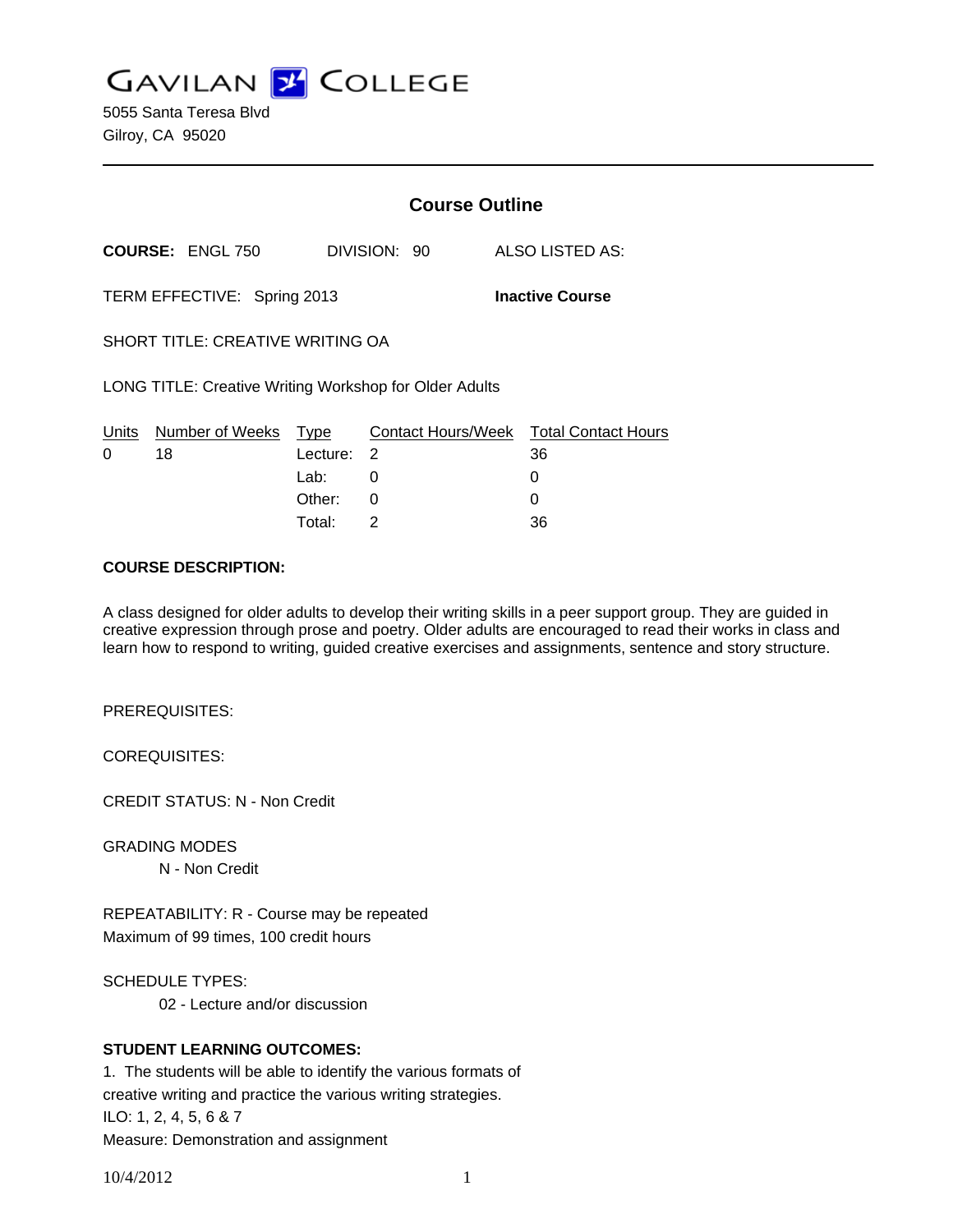# GAVILAN COLLEGE

5055 Santa Teresa Blvd
Gilroy, CA 95020

## Course Outline

**COURSE:** ENGL 750 DIVISION: 90 ALSO LISTED AS:

TERM EFFECTIVE: Spring 2013 **Inactive Course**

SHORT TITLE: CREATIVE WRITING OA

LONG TITLE: Creative Writing Workshop for Older Adults

| Units | Number of Weeks | Type | Contact Hours/Week | Total Contact Hours |
|---|---|---|---|---|
| 0 | 18 | Lecture: | 2 | 36 |
| | | Lab: | 0 | 0 |
| | | Other: | 0 | 0 |
| | | Total: | 2 | 36 |

**COURSE DESCRIPTION:**

A class designed for older adults to develop their writing skills in a peer support group. They are guided in creative expression through prose and poetry. Older adults are encouraged to read their works in class and learn how to respond to writing, guided creative exercises and assignments, sentence and story structure.

PREREQUISITES:

COREQUISITES:

CREDIT STATUS: N - Non Credit

GRADING MODES
N - Non Credit

REPEATABILITY: R - Course may be repeated
Maximum of 99 times, 100 credit hours

SCHEDULE TYPES:
02 - Lecture and/or discussion

**STUDENT LEARNING OUTCOMES:**

1. The students will be able to identify the various formats of creative writing and practice the various writing strategies.
ILO: 1, 2, 4, 5, 6 & 7
Measure: Demonstration and assignment

10/4/2012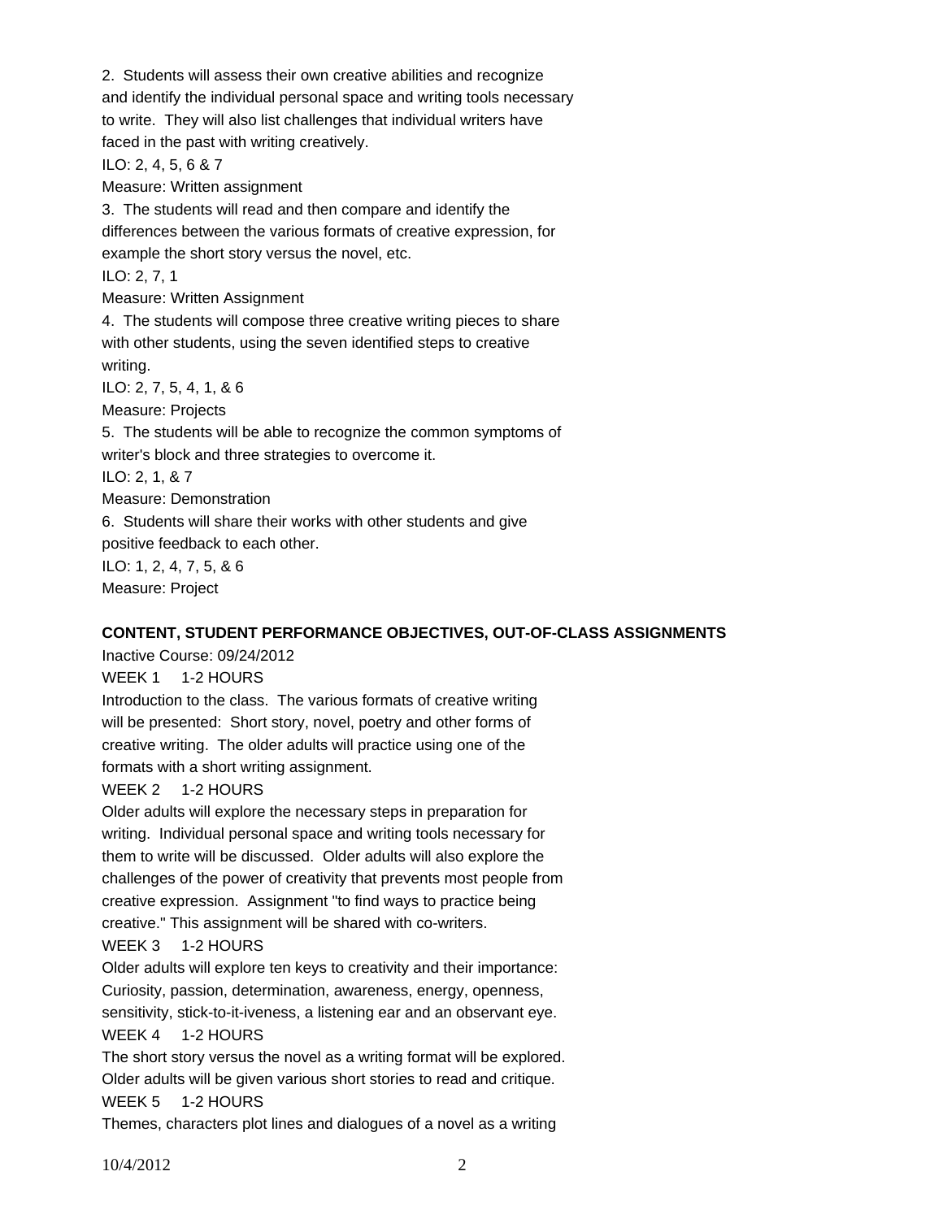2. Students will assess their own creative abilities and recognize and identify the individual personal space and writing tools necessary to write. They will also list challenges that individual writers have faced in the past with writing creatively.

ILO: 2, 4, 5, 6 & 7

Measure: Written assignment

3. The students will read and then compare and identify the differences between the various formats of creative expression, for example the short story versus the novel, etc.

ILO: 2, 7, 1

Measure: Written Assignment

4. The students will compose three creative writing pieces to share with other students, using the seven identified steps to creative writing.

ILO: 2, 7, 5, 4, 1, & 6

Measure: Projects

5. The students will be able to recognize the common symptoms of writer's block and three strategies to overcome it.

ILO: 2, 1, & 7

Measure: Demonstration

6. Students will share their works with other students and give positive feedback to each other.

ILO: 1, 2, 4, 7, 5, & 6

Measure: Project

**CONTENT, STUDENT PERFORMANCE OBJECTIVES, OUT-OF-CLASS ASSIGNMENTS**

Inactive Course: 09/24/2012

WEEK 1 1-2 HOURS

Introduction to the class. The various formats of creative writing will be presented: Short story, novel, poetry and other forms of creative writing. The older adults will practice using one of the formats with a short writing assignment.

WEEK 2 1-2 HOURS

Older adults will explore the necessary steps in preparation for writing. Individual personal space and writing tools necessary for them to write will be discussed. Older adults will also explore the challenges of the power of creativity that prevents most people from creative expression. Assignment "to find ways to practice being creative." This assignment will be shared with co-writers.

WEEK 3 1-2 HOURS

Older adults will explore ten keys to creativity and their importance: Curiosity, passion, determination, awareness, energy, openness, sensitivity, stick-to-it-iveness, a listening ear and an observant eye.

WEEK 4 1-2 HOURS

The short story versus the novel as a writing format will be explored. Older adults will be given various short stories to read and critique.

WEEK 5 1-2 HOURS

Themes, characters plot lines and dialogues of a novel as a writing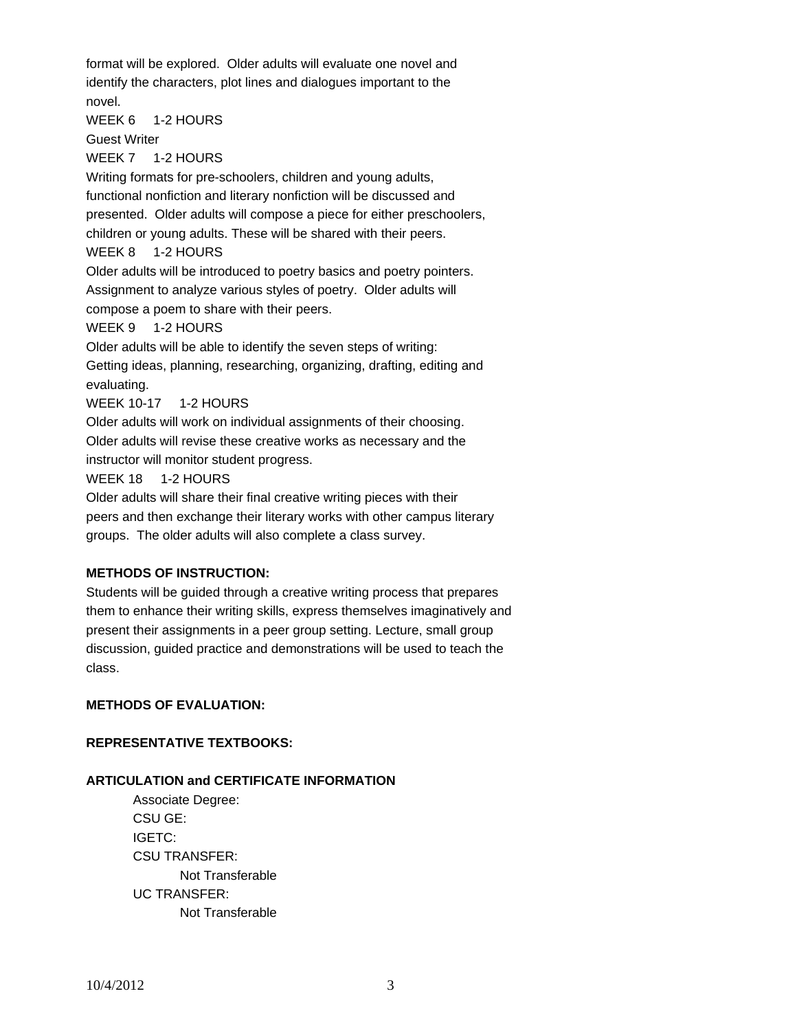format will be explored. Older adults will evaluate one novel and identify the characters, plot lines and dialogues important to the novel.

WEEK 6 1-2 HOURS

Guest Writer

WEEK 7 1-2 HOURS

Writing formats for pre-schoolers, children and young adults, functional nonfiction and literary nonfiction will be discussed and presented. Older adults will compose a piece for either preschoolers, children or young adults. These will be shared with their peers.

WEEK 8 1-2 HOURS

Older adults will be introduced to poetry basics and poetry pointers. Assignment to analyze various styles of poetry. Older adults will compose a poem to share with their peers.

WEEK 9 1-2 HOURS

Older adults will be able to identify the seven steps of writing: Getting ideas, planning, researching, organizing, drafting, editing and evaluating.

WEEK 10-17 1-2 HOURS

Older adults will work on individual assignments of their choosing. Older adults will revise these creative works as necessary and the instructor will monitor student progress.

WEEK 18 1-2 HOURS

Older adults will share their final creative writing pieces with their peers and then exchange their literary works with other campus literary groups. The older adults will also complete a class survey.

**METHODS OF INSTRUCTION:**

Students will be guided through a creative writing process that prepares them to enhance their writing skills, express themselves imaginatively and present their assignments in a peer group setting. Lecture, small group discussion, guided practice and demonstrations will be used to teach the class.

**METHODS OF EVALUATION:**

**REPRESENTATIVE TEXTBOOKS:**

**ARTICULATION and CERTIFICATE INFORMATION**

Associate Degree:
CSU GE:
IGETC:
CSU TRANSFER:
 Not Transferable
UC TRANSFER:
 Not Transferable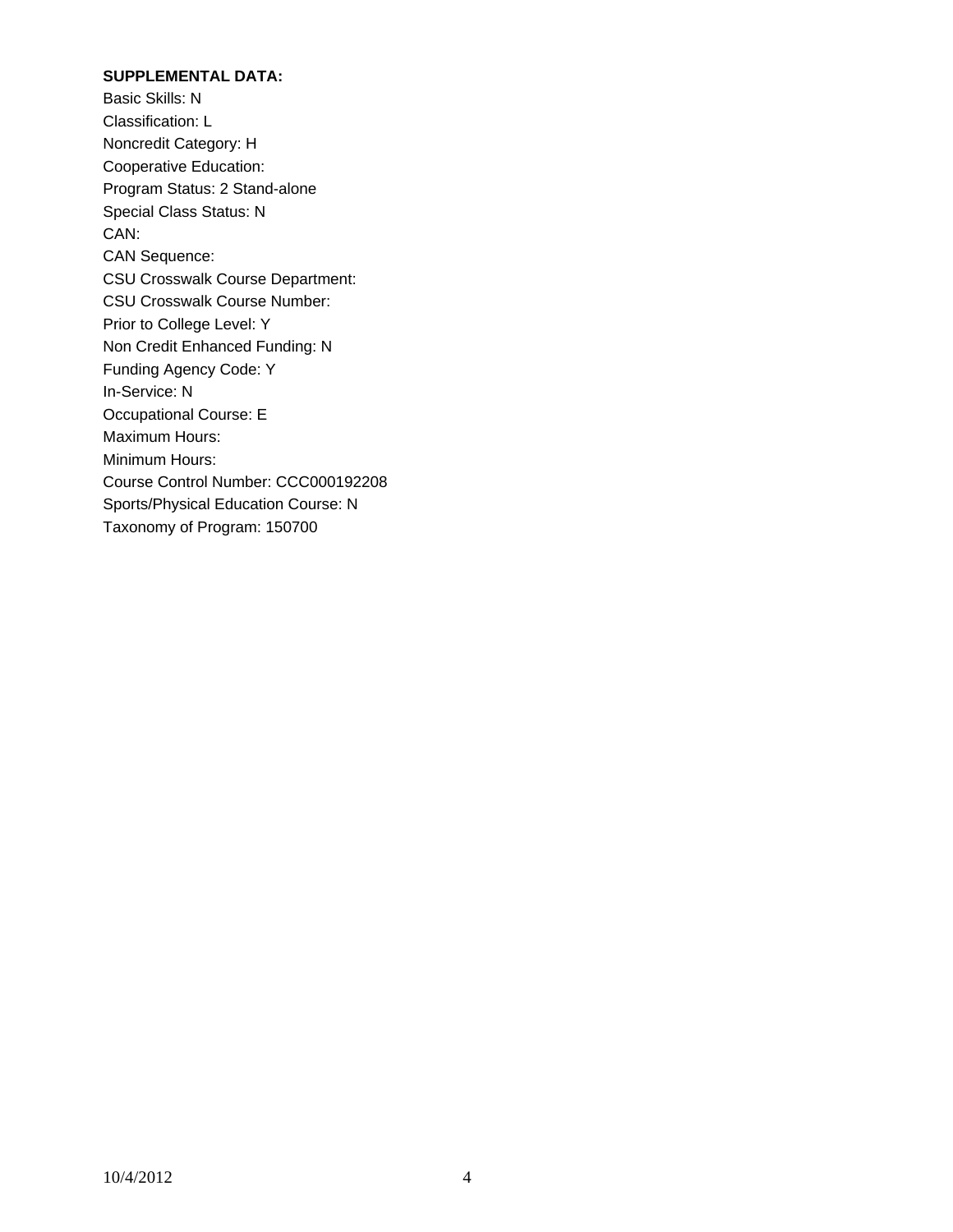**SUPPLEMENTAL DATA:**

Basic Skills: N
Classification: L
Noncredit Category: H
Cooperative Education:
Program Status: 2 Stand-alone
Special Class Status: N
CAN:
CAN Sequence:
CSU Crosswalk Course Department:
CSU Crosswalk Course Number:
Prior to College Level: Y
Non Credit Enhanced Funding: N
Funding Agency Code: Y
In-Service: N
Occupational Course: E
Maximum Hours:
Minimum Hours:
Course Control Number: CCC000192208
Sports/Physical Education Course: N
Taxonomy of Program: 150700